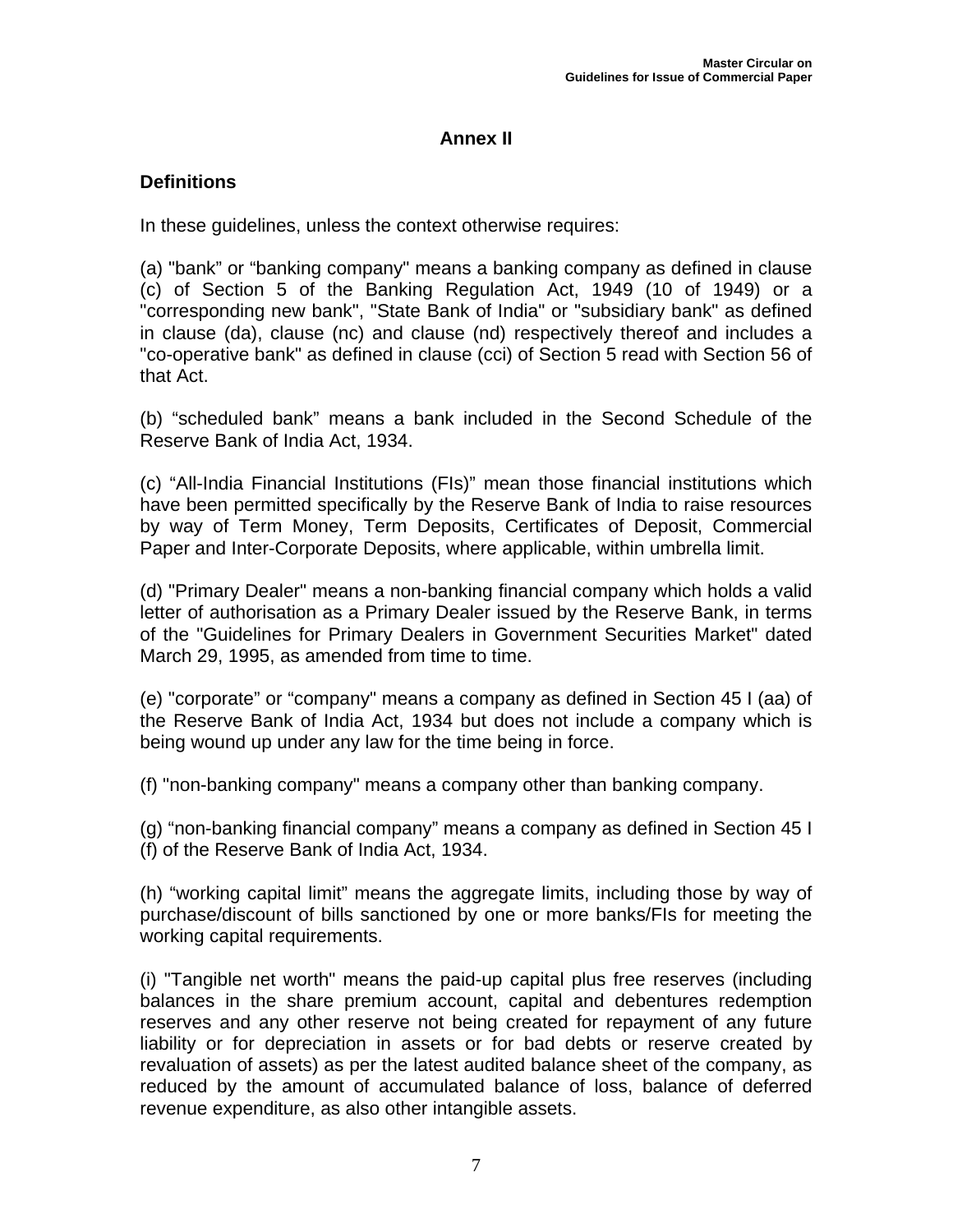## Annex II

### Definitions

In these guidelines, unless the context otherwise requires:

(a) "bank" or "banking company" means a banking company as defined in clause (c) of Section 5 of the Banking Regulation Act, 1949 (10 of 1949) or a "corresponding new bank", "State Bank of India" or "subsidiary bank" as defined in clause (da), clause (nc) and clause (nd) respectively thereof and includes a "co-operative bank" as defined in clause (cci) of Section 5 read with Section 56 of that Act.

(b) "scheduled bank" means a bank included in the Second Schedule of the Reserve Bank of India Act, 1934.

(c) "All-India Financial Institutions (FIs)" mean those financial institutions which have been permitted specifically by the Reserve Bank of India to raise resources by way of Term Money, Term Deposits, Certificates of Deposit, Commercial Paper and Inter-Corporate Deposits, where applicable, within umbrella limit.

(d) "Primary Dealer" means a non-banking financial company which holds a valid letter of authorisation as a Primary Dealer issued by the Reserve Bank, in terms of the "Guidelines for Primary Dealers in Government Securities Market" dated March 29, 1995, as amended from time to time.

(e) "corporate" or "company" means a company as defined in Section 45 I (aa) of the Reserve Bank of India Act, 1934 but does not include a company which is being wound up under any law for the time being in force.

(f) "non-banking company" means a company other than banking company.

(g) "non-banking financial company" means a company as defined in Section 45 I (f) of the Reserve Bank of India Act, 1934.

(h) "working capital limit" means the aggregate limits, including those by way of purchase/discount of bills sanctioned by one or more banks/FIs for meeting the working capital requirements.

(i) "Tangible net worth" means the paid-up capital plus free reserves (including balances in the share premium account, capital and debentures redemption reserves and any other reserve not being created for repayment of any future liability or for depreciation in assets or for bad debts or reserve created by revaluation of assets) as per the latest audited balance sheet of the company, as reduced by the amount of accumulated balance of loss, balance of deferred revenue expenditure, as also other intangible assets.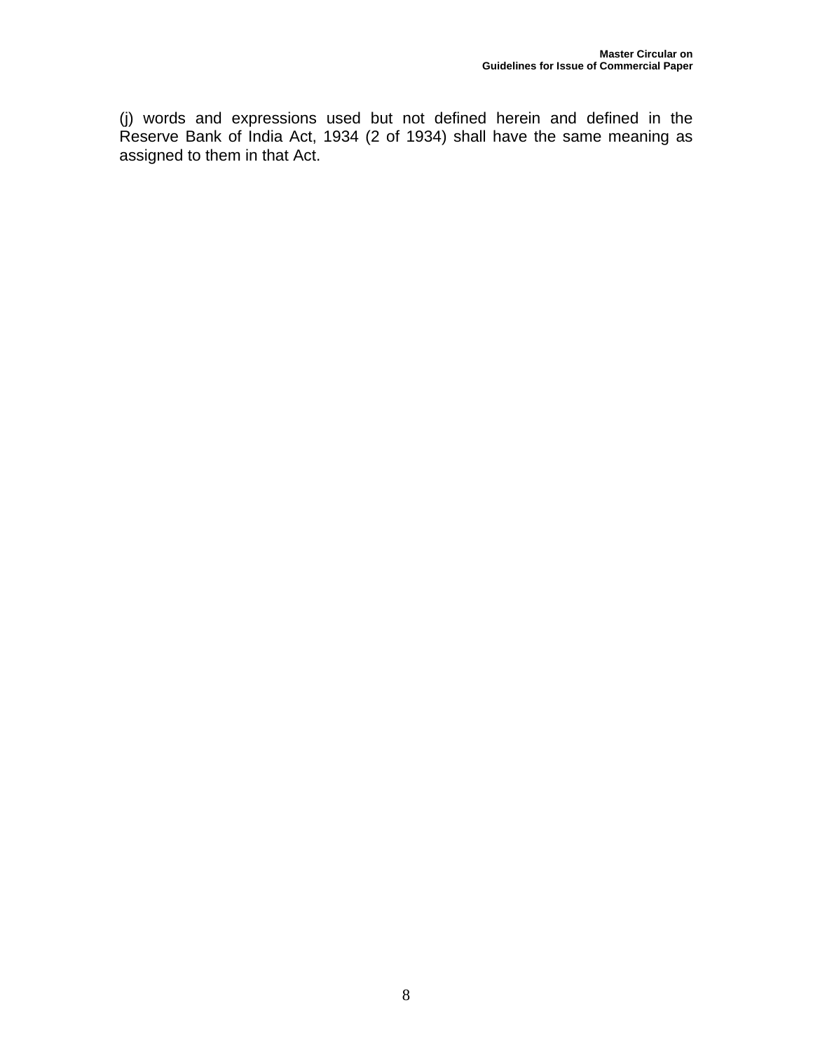(j) words and expressions used but not defined herein and defined in the Reserve Bank of India Act, 1934 (2 of 1934) shall have the same meaning as assigned to them in that Act.